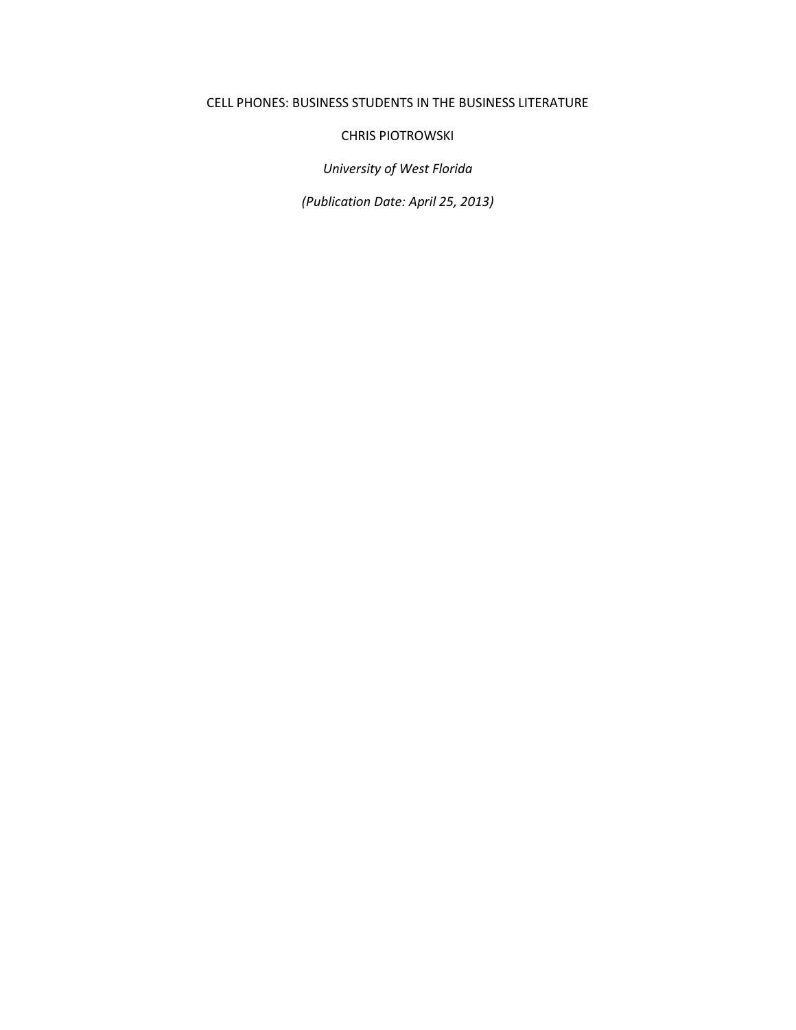# CELL PHONES: BUSINESS STUDENTS IN THE BUSINESS LITERATURE

CHRIS PIOTROWSKI

*University of West Florida*

*(Publication Date: April 25, 2013)*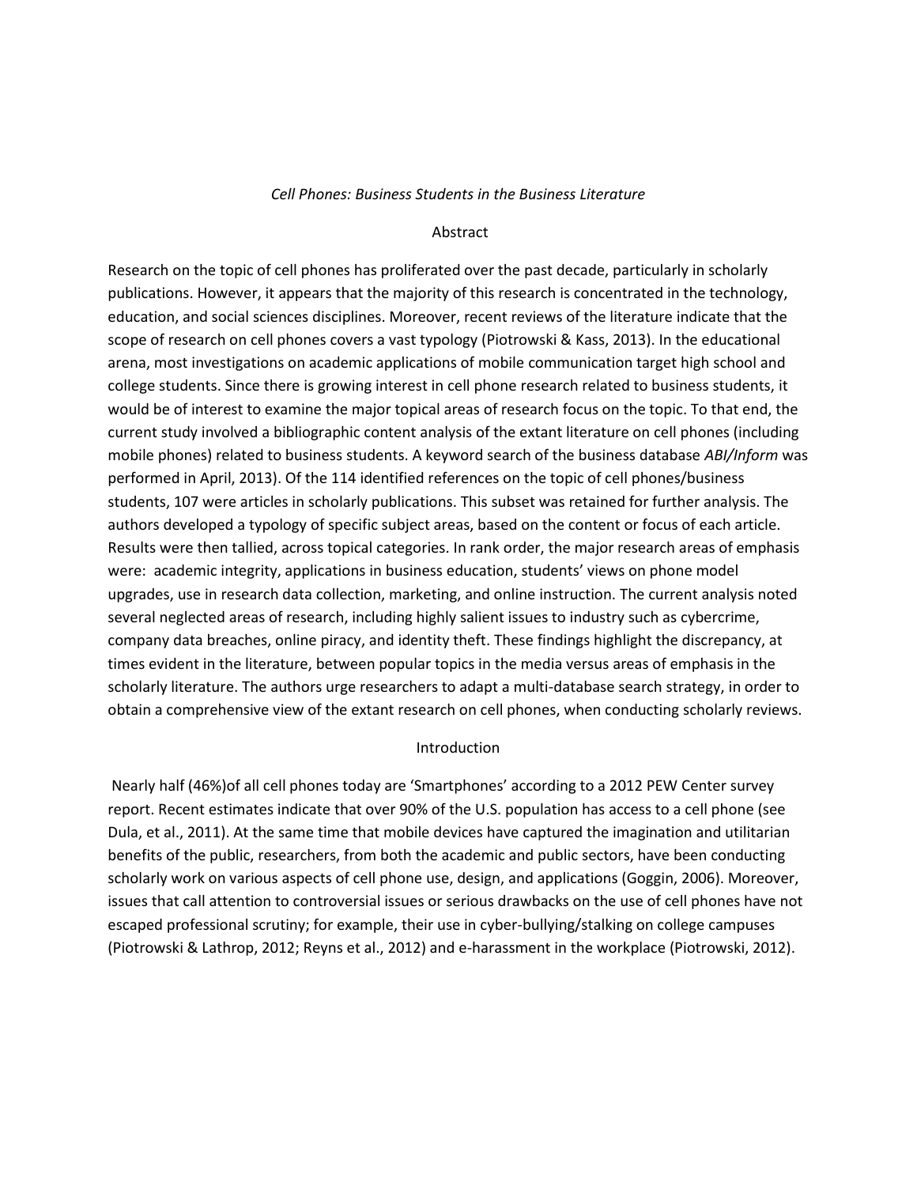*Cell Phones: Business Students in the Business Literature*

## Abstract

Research on the topic of cell phones has proliferated over the past decade, particularly in scholarly publications. However, it appears that the majority of this research is concentrated in the technology, education, and social sciences disciplines. Moreover, recent reviews of the literature indicate that the scope of research on cell phones covers a vast typology (Piotrowski & Kass, 2013). In the educational arena, most investigations on academic applications of mobile communication target high school and college students. Since there is growing interest in cell phone research related to business students, it would be of interest to examine the major topical areas of research focus on the topic. To that end, the current study involved a bibliographic content analysis of the extant literature on cell phones (including mobile phones) related to business students. A keyword search of the business database *ABI/Inform* was performed in April, 2013). Of the 114 identified references on the topic of cell phones/business students, 107 were articles in scholarly publications. This subset was retained for further analysis. The authors developed a typology of specific subject areas, based on the content or focus of each article. Results were then tallied, across topical categories. In rank order, the major research areas of emphasis were: academic integrity, applications in business education, students' views on phone model upgrades, use in research data collection, marketing, and online instruction. The current analysis noted several neglected areas of research, including highly salient issues to industry such as cybercrime, company data breaches, online piracy, and identity theft. These findings highlight the discrepancy, at times evident in the literature, between popular topics in the media versus areas of emphasis in the scholarly literature. The authors urge researchers to adapt a multi-database search strategy, in order to obtain a comprehensive view of the extant research on cell phones, when conducting scholarly reviews.

## Introduction

Nearly half (46%)of all cell phones today are 'Smartphones' according to a 2012 PEW Center survey report. Recent estimates indicate that over 90% of the U.S. population has access to a cell phone (see Dula, et al., 2011). At the same time that mobile devices have captured the imagination and utilitarian benefits of the public, researchers, from both the academic and public sectors, have been conducting scholarly work on various aspects of cell phone use, design, and applications (Goggin, 2006). Moreover, issues that call attention to controversial issues or serious drawbacks on the use of cell phones have not escaped professional scrutiny; for example, their use in cyber-bullying/stalking on college campuses (Piotrowski & Lathrop, 2012; Reyns et al., 2012) and e-harassment in the workplace (Piotrowski, 2012).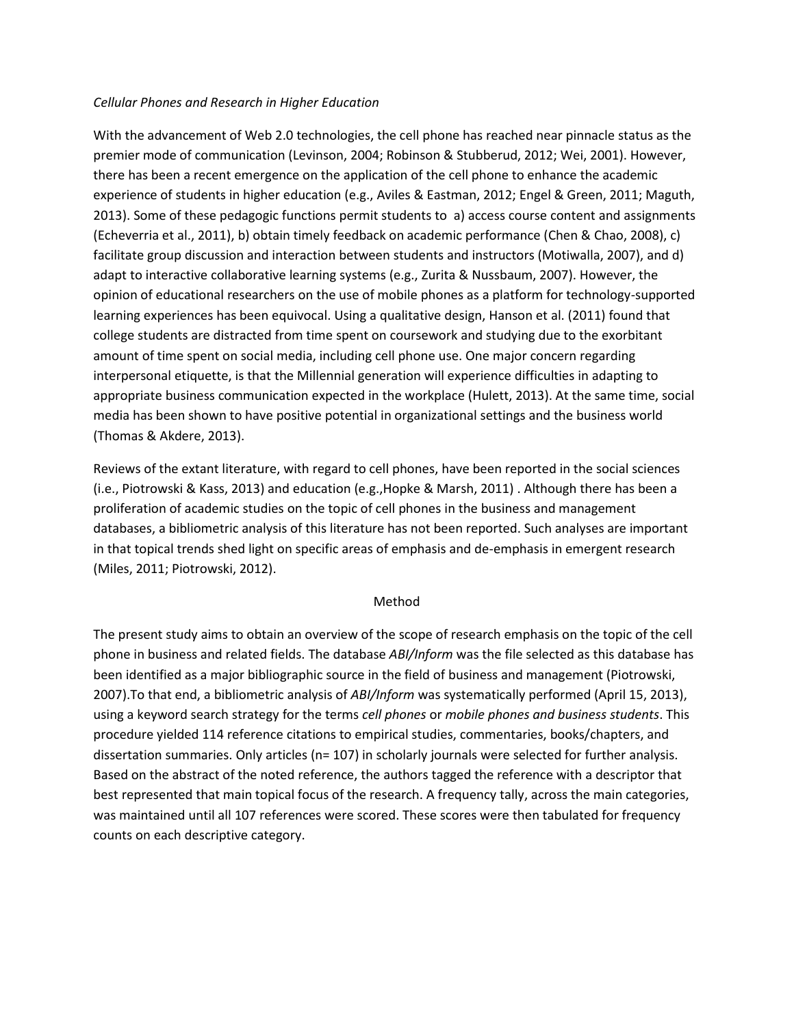*Cellular Phones and Research in Higher Education*

With the advancement of Web 2.0 technologies, the cell phone has reached near pinnacle status as the premier mode of communication (Levinson, 2004; Robinson & Stubberud, 2012; Wei, 2001). However, there has been a recent emergence on the application of the cell phone to enhance the academic experience of students in higher education (e.g., Aviles & Eastman, 2012; Engel & Green, 2011; Maguth, 2013). Some of these pedagogic functions permit students to a) access course content and assignments (Echeverria et al., 2011), b) obtain timely feedback on academic performance (Chen & Chao, 2008), c) facilitate group discussion and interaction between students and instructors (Motiwalla, 2007), and d) adapt to interactive collaborative learning systems (e.g., Zurita & Nussbaum, 2007). However, the opinion of educational researchers on the use of mobile phones as a platform for technology-supported learning experiences has been equivocal. Using a qualitative design, Hanson et al. (2011) found that college students are distracted from time spent on coursework and studying due to the exorbitant amount of time spent on social media, including cell phone use. One major concern regarding interpersonal etiquette, is that the Millennial generation will experience difficulties in adapting to appropriate business communication expected in the workplace (Hulett, 2013). At the same time, social media has been shown to have positive potential in organizational settings and the business world (Thomas & Akdere, 2013).

Reviews of the extant literature, with regard to cell phones, have been reported in the social sciences (i.e., Piotrowski & Kass, 2013) and education (e.g.,Hopke & Marsh, 2011) . Although there has been a proliferation of academic studies on the topic of cell phones in the business and management databases, a bibliometric analysis of this literature has not been reported. Such analyses are important in that topical trends shed light on specific areas of emphasis and de-emphasis in emergent research (Miles, 2011; Piotrowski, 2012).

## Method

The present study aims to obtain an overview of the scope of research emphasis on the topic of the cell phone in business and related fields. The database *ABI/Inform* was the file selected as this database has been identified as a major bibliographic source in the field of business and management (Piotrowski, 2007).To that end, a bibliometric analysis of *ABI/Inform* was systematically performed (April 15, 2013), using a keyword search strategy for the terms *cell phones* or *mobile phones and business students*. This procedure yielded 114 reference citations to empirical studies, commentaries, books/chapters, and dissertation summaries. Only articles (n= 107) in scholarly journals were selected for further analysis. Based on the abstract of the noted reference, the authors tagged the reference with a descriptor that best represented that main topical focus of the research. A frequency tally, across the main categories, was maintained until all 107 references were scored. These scores were then tabulated for frequency counts on each descriptive category.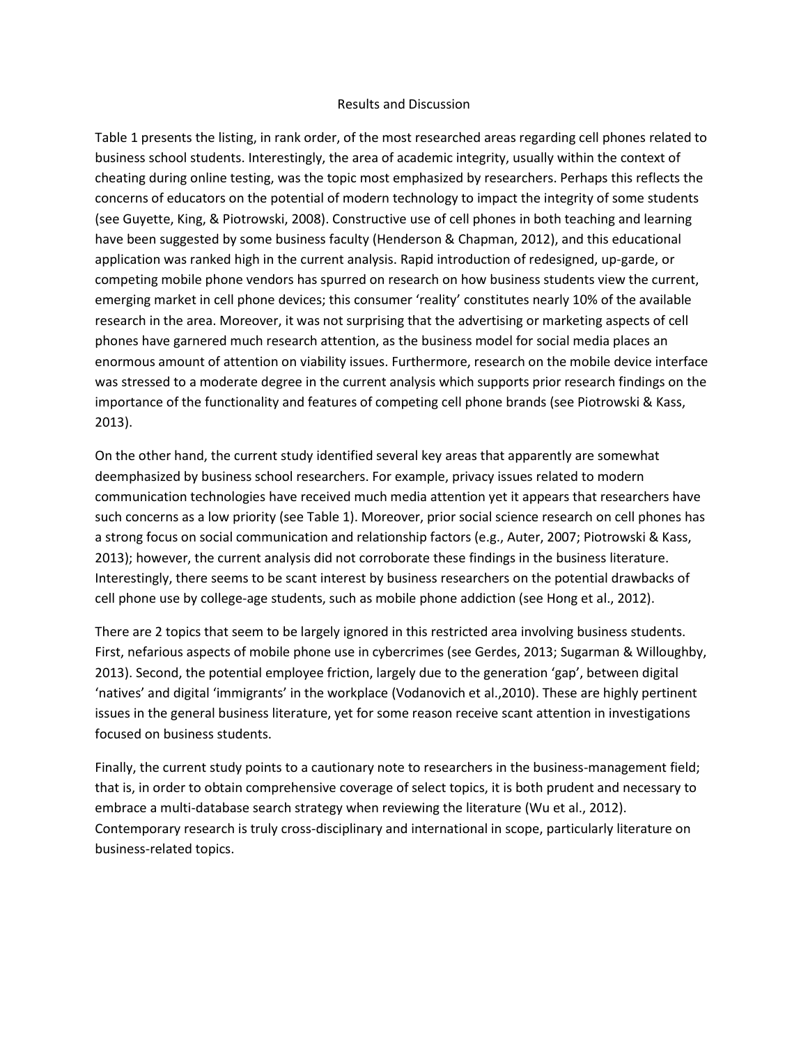## Results and Discussion

Table 1 presents the listing, in rank order, of the most researched areas regarding cell phones related to business school students. Interestingly, the area of academic integrity, usually within the context of cheating during online testing, was the topic most emphasized by researchers. Perhaps this reflects the concerns of educators on the potential of modern technology to impact the integrity of some students (see Guyette, King, & Piotrowski, 2008). Constructive use of cell phones in both teaching and learning have been suggested by some business faculty (Henderson & Chapman, 2012), and this educational application was ranked high in the current analysis. Rapid introduction of redesigned, up-garde, or competing mobile phone vendors has spurred on research on how business students view the current, emerging market in cell phone devices; this consumer 'reality' constitutes nearly 10% of the available research in the area. Moreover, it was not surprising that the advertising or marketing aspects of cell phones have garnered much research attention, as the business model for social media places an enormous amount of attention on viability issues. Furthermore, research on the mobile device interface was stressed to a moderate degree in the current analysis which supports prior research findings on the importance of the functionality and features of competing cell phone brands (see Piotrowski & Kass, 2013).

On the other hand, the current study identified several key areas that apparently are somewhat deemphasized by business school researchers. For example, privacy issues related to modern communication technologies have received much media attention yet it appears that researchers have such concerns as a low priority (see Table 1). Moreover, prior social science research on cell phones has a strong focus on social communication and relationship factors (e.g., Auter, 2007; Piotrowski & Kass, 2013); however, the current analysis did not corroborate these findings in the business literature. Interestingly, there seems to be scant interest by business researchers on the potential drawbacks of cell phone use by college-age students, such as mobile phone addiction (see Hong et al., 2012).

There are 2 topics that seem to be largely ignored in this restricted area involving business students. First, nefarious aspects of mobile phone use in cybercrimes (see Gerdes, 2013; Sugarman & Willoughby, 2013). Second, the potential employee friction, largely due to the generation 'gap', between digital 'natives' and digital 'immigrants' in the workplace (Vodanovich et al.,2010). These are highly pertinent issues in the general business literature, yet for some reason receive scant attention in investigations focused on business students.

Finally, the current study points to a cautionary note to researchers in the business-management field; that is, in order to obtain comprehensive coverage of select topics, it is both prudent and necessary to embrace a multi-database search strategy when reviewing the literature (Wu et al., 2012). Contemporary research is truly cross-disciplinary and international in scope, particularly literature on business-related topics.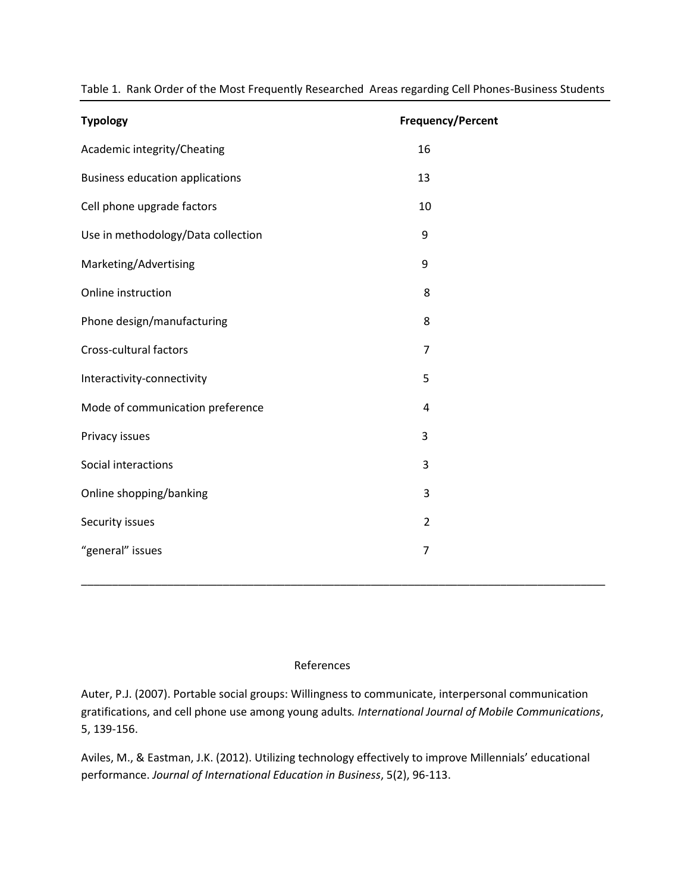Table 1. Rank Order of the Most Frequently Researched Areas regarding Cell Phones-Business Students

| **Typology** | **Frequency/Percent** |
|---|---|
| Academic integrity/Cheating | 16 |
| Business education applications | 13 |
| Cell phone upgrade factors | 10 |
| Use in methodology/Data collection | 9 |
| Marketing/Advertising | 9 |
| Online instruction | 8 |
| Phone design/manufacturing | 8 |
| Cross-cultural factors | 7 |
| Interactivity-connectivity | 5 |
| Mode of communication preference | 4 |
| Privacy issues | 3 |
| Social interactions | 3 |
| Online shopping/banking | 3 |
| Security issues | 2 |
| "general" issues | 7 |

## References

Auter, P.J. (2007). Portable social groups: Willingness to communicate, interpersonal communication gratifications, and cell phone use among young adults. *International Journal of Mobile Communications*, 5, 139-156.

Aviles, M., & Eastman, J.K. (2012). Utilizing technology effectively to improve Millennials' educational performance. *Journal of International Education in Business*, 5(2), 96-113.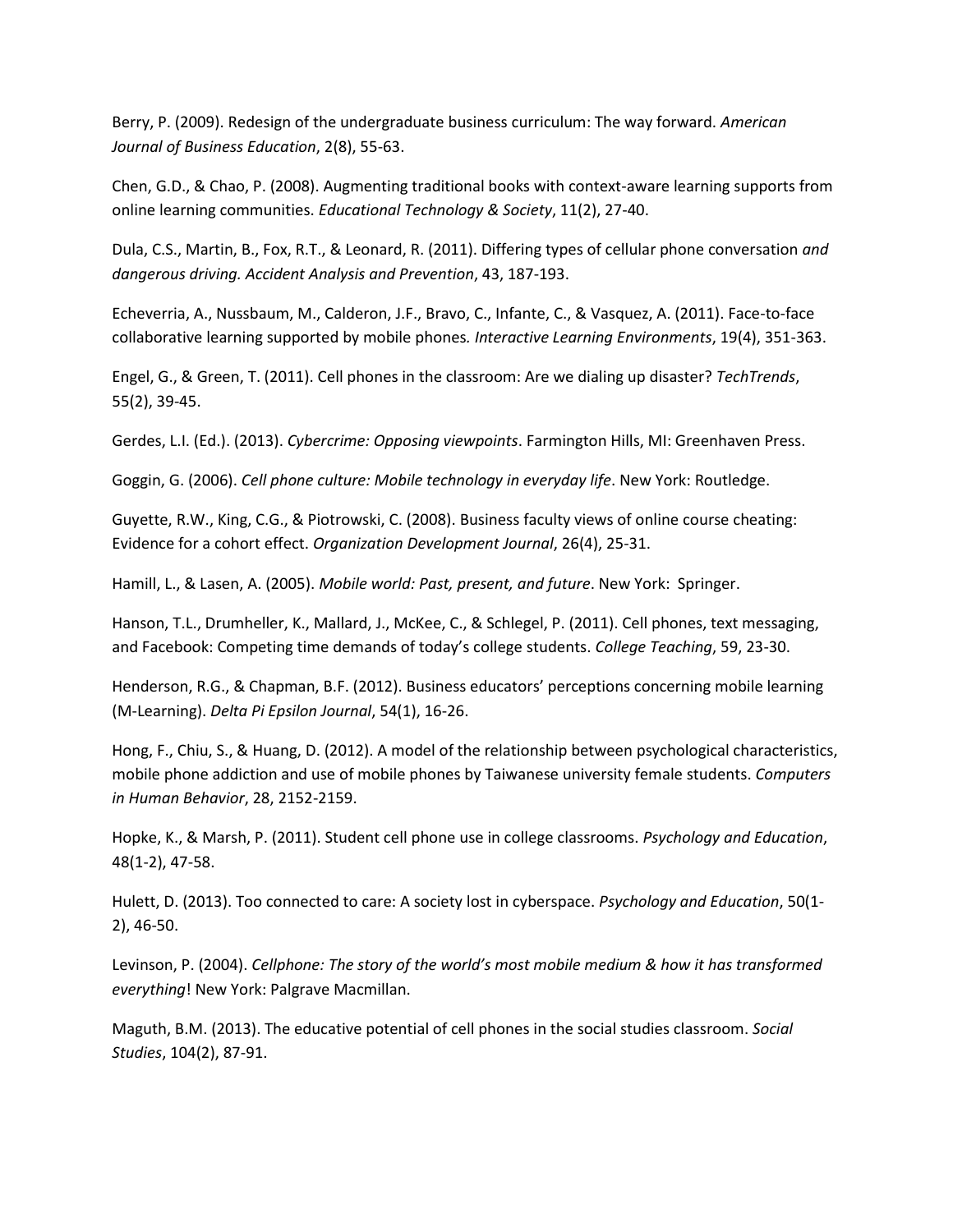Berry, P. (2009). Redesign of the undergraduate business curriculum: The way forward. *American Journal of Business Education*, 2(8), 55-63.

Chen, G.D., & Chao, P. (2008). Augmenting traditional books with context-aware learning supports from online learning communities. *Educational Technology & Society*, 11(2), 27-40.

Dula, C.S., Martin, B., Fox, R.T., & Leonard, R. (2011). Differing types of cellular phone conversation *and dangerous driving. Accident Analysis and Prevention*, 43, 187-193.

Echeverria, A., Nussbaum, M., Calderon, J.F., Bravo, C., Infante, C., & Vasquez, A. (2011). Face-to-face collaborative learning supported by mobile phones*. Interactive Learning Environments*, 19(4), 351-363.

Engel, G., & Green, T. (2011). Cell phones in the classroom: Are we dialing up disaster? *TechTrends*, 55(2), 39-45.

Gerdes, L.I. (Ed.). (2013). *Cybercrime: Opposing viewpoints*. Farmington Hills, MI: Greenhaven Press.

Goggin, G. (2006). *Cell phone culture: Mobile technology in everyday life*. New York: Routledge.

Guyette, R.W., King, C.G., & Piotrowski, C. (2008). Business faculty views of online course cheating: Evidence for a cohort effect. *Organization Development Journal*, 26(4), 25-31.

Hamill, L., & Lasen, A. (2005). *Mobile world: Past, present, and future*. New York: Springer.

Hanson, T.L., Drumheller, K., Mallard, J., McKee, C., & Schlegel, P. (2011). Cell phones, text messaging, and Facebook: Competing time demands of today's college students. *College Teaching*, 59, 23-30.

Henderson, R.G., & Chapman, B.F. (2012). Business educators' perceptions concerning mobile learning (M-Learning). *Delta Pi Epsilon Journal*, 54(1), 16-26.

Hong, F., Chiu, S., & Huang, D. (2012). A model of the relationship between psychological characteristics, mobile phone addiction and use of mobile phones by Taiwanese university female students. *Computers in Human Behavior*, 28, 2152-2159.

Hopke, K., & Marsh, P. (2011). Student cell phone use in college classrooms. *Psychology and Education*, 48(1-2), 47-58.

Hulett, D. (2013). Too connected to care: A society lost in cyberspace. *Psychology and Education*, 50(1-2), 46-50.

Levinson, P. (2004). *Cellphone: The story of the world's most mobile medium & how it has transformed everything*! New York: Palgrave Macmillan.

Maguth, B.M. (2013). The educative potential of cell phones in the social studies classroom. *Social Studies*, 104(2), 87-91.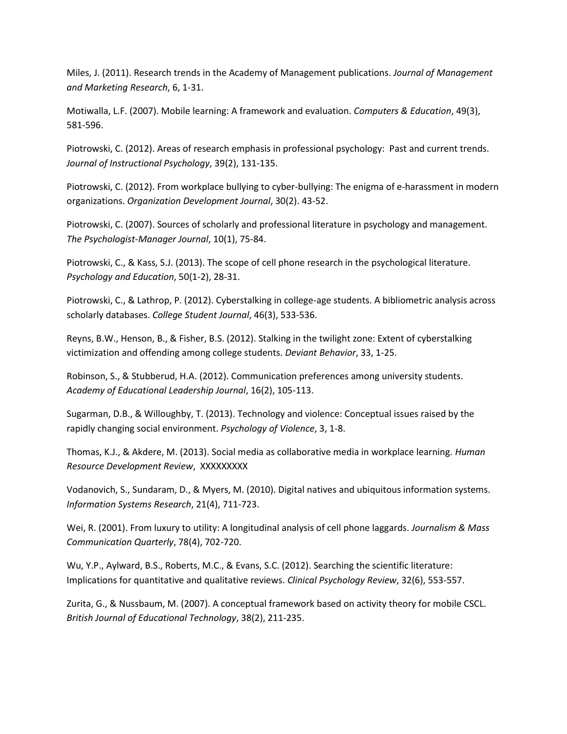Miles, J. (2011). Research trends in the Academy of Management publications. *Journal of Management and Marketing Research*, 6, 1-31.

Motiwalla, L.F. (2007). Mobile learning: A framework and evaluation. *Computers & Education*, 49(3), 581-596.

Piotrowski, C. (2012). Areas of research emphasis in professional psychology: Past and current trends. *Journal of Instructional Psychology*, 39(2), 131-135.

Piotrowski, C. (2012). From workplace bullying to cyber-bullying: The enigma of e-harassment in modern organizations. *Organization Development Journal*, 30(2). 43-52.

Piotrowski, C. (2007). Sources of scholarly and professional literature in psychology and management. *The Psychologist-Manager Journal*, 10(1), 75-84.

Piotrowski, C., & Kass, S.J. (2013). The scope of cell phone research in the psychological literature. *Psychology and Education*, 50(1-2), 28-31.

Piotrowski, C., & Lathrop, P. (2012). Cyberstalking in college-age students. A bibliometric analysis across scholarly databases. *College Student Journal*, 46(3), 533-536.

Reyns, B.W., Henson, B., & Fisher, B.S. (2012). Stalking in the twilight zone: Extent of cyberstalking victimization and offending among college students. *Deviant Behavior*, 33, 1-25.

Robinson, S., & Stubberud, H.A. (2012). Communication preferences among university students. *Academy of Educational Leadership Journal*, 16(2), 105-113.

Sugarman, D.B., & Willoughby, T. (2013). Technology and violence: Conceptual issues raised by the rapidly changing social environment. *Psychology of Violence*, 3, 1-8.

Thomas, K.J., & Akdere, M. (2013). Social media as collaborative media in workplace learning. *Human Resource Development Review*, XXXXXXXXX

Vodanovich, S., Sundaram, D., & Myers, M. (2010). Digital natives and ubiquitous information systems. *Information Systems Research*, 21(4), 711-723.

Wei, R. (2001). From luxury to utility: A longitudinal analysis of cell phone laggards. *Journalism & Mass Communication Quarterly*, 78(4), 702-720.

Wu, Y.P., Aylward, B.S., Roberts, M.C., & Evans, S.C. (2012). Searching the scientific literature: Implications for quantitative and qualitative reviews. *Clinical Psychology Review*, 32(6), 553-557.

Zurita, G., & Nussbaum, M. (2007). A conceptual framework based on activity theory for mobile CSCL. *British Journal of Educational Technology*, 38(2), 211-235.